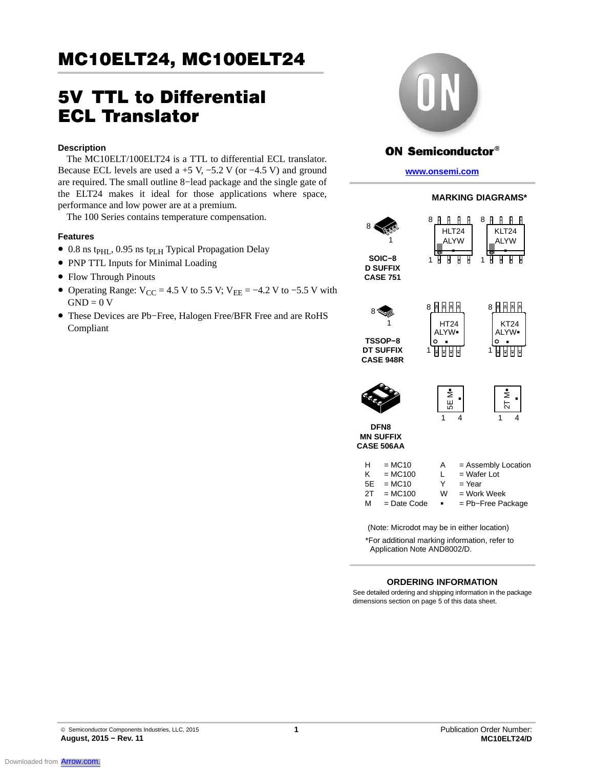# MC10ELT24, MC100ELT24

# 5V TTL to Differential ECL Translator

### Description

The MC10ELT/100ELT24 is a TTL to differential ECL translator. Because ECL levels are used a +5 V, −5.2 V (or −4.5 V) and ground are required. The small outline 8−lead package and the single gate of the ELT24 makes it ideal for those applications where space, performance and low power are at a premium.

The 100 Series contains temperature compensation.

### Features

- 0.8 ns $t_{PHL}$, 0.95 ns $t_{PLH}$ Typical Propagation Delay
- PNP TTL Inputs for Minimal Loading
- Flow Through Pinouts
- Operating Range: $V_{CC}$ = 4.5 V to 5.5 V; $V_{EE}$ = −4.2 V to −5.5 V with GND = 0 V
- These Devices are Pb−Free, Halogen Free/BFR Free and are RoHS Compliant

**ON Semiconductor®**

**www.onsemi.com**

### MARKING DIAGRAMS*

**SOIC−8 D SUFFIX CASE 751**

HLT24 ALYW

KLT24 ALYW

**TSSOP−8 DT SUFFIX CASE 948R**

HT24 ALYW▪

KT24 ALYW▪

**DFN8 MN SUFFIX CASE 506AA**

5E M▪

2T M▪

| | | | | |
|---|---|---|---|---|
| H | = MC10 | | A | = Assembly Location |
| K | = MC100 | | L | = Wafer Lot |
| 5E | = MC10 | | Y | = Year |
| 2T | = MC100 | | W | = Work Week |
| M | = Date Code | | ▪ | = Pb−Free Package |

(Note: Microdot may be in either location)

*For additional marking information, refer to Application Note AND8002/D.

### ORDERING INFORMATION

See detailed ordering and shipping information in the package dimensions section on page 5 of this data sheet.

© Semiconductor Components Industries, LLC, 2015
**August, 2015 − Rev. 11**

Publication Order Number:
**MC10ELT24/D**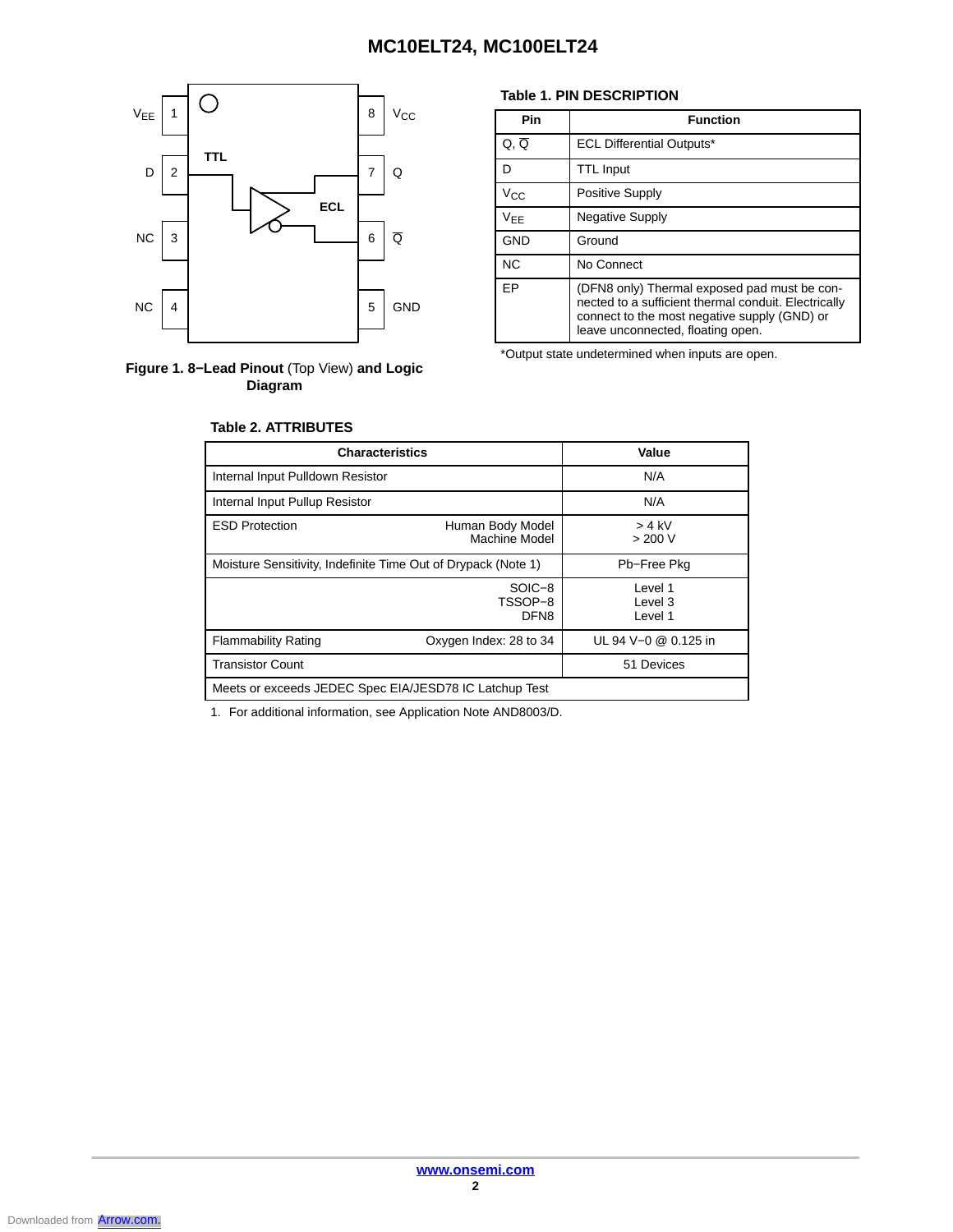Figure 1. 8−Lead Pinout (Top View) and Logic Diagram

**Table 1. PIN DESCRIPTION**

| Pin | Function |
| --- | --- |
| Q, $\overline{Q}$ | ECL Differential Outputs* |
| D | TTL Input |
| $V_{CC}$ | Positive Supply |
| $V_{EE}$ | Negative Supply |
| GND | Ground |
| NC | No Connect |
| EP | (DFN8 only) Thermal exposed pad must be connected to a sufficient thermal conduit. Electrically connect to the most negative supply (GND) or leave unconnected, floating open. |

*Output state undetermined when inputs are open.

**Table 2. ATTRIBUTES**

| Characteristics | | Value |
| --- | --- | --- |
| Internal Input Pulldown Resistor | | N/A |
| Internal Input Pullup Resistor | | N/A |
| ESD Protection | Human Body Model<br>Machine Model | > 4 kV<br>> 200 V |
| Moisture Sensitivity, Indefinite Time Out of Drypack (Note 1) | | Pb−Free Pkg |
| | SOIC−8<br>TSSOP−8<br>DFN8 | Level 1<br>Level 3<br>Level 1 |
| Flammability Rating | Oxygen Index: 28 to 34 | UL 94 V−0 @ 0.125 in |
| Transistor Count | | 51 Devices |
| Meets or exceeds JEDEC Spec EIA/JESD78 IC Latchup Test | | |

1. For additional information, see Application Note AND8003/D.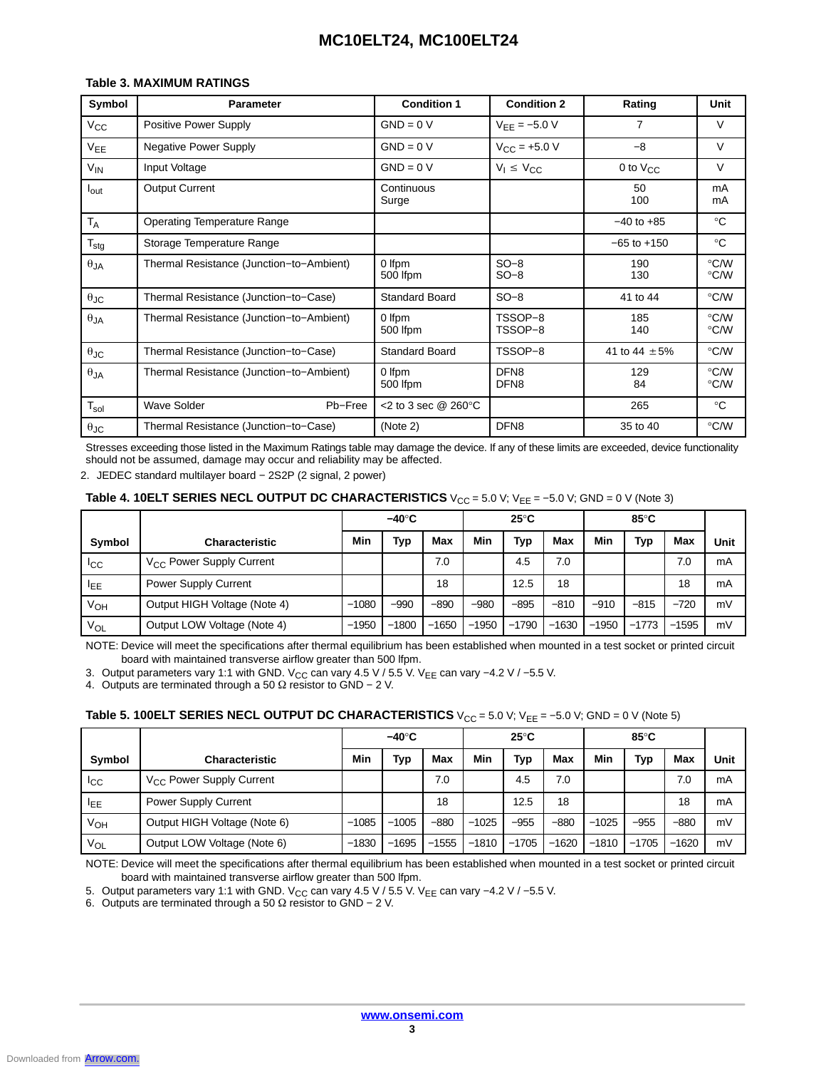**Table 3. MAXIMUM RATINGS**

| Symbol | Parameter | Condition 1 | Condition 2 | Rating | Unit |
|---|---|---|---|---|---|
| $V_{CC}$ | Positive Power Supply | GND = 0 V | $V_{EE}$ = −5.0 V | 7 | V |
| $V_{EE}$ | Negative Power Supply | GND = 0 V | $V_{CC}$ = +5.0 V | −8 | V |
| $V_{IN}$ | Input Voltage | GND = 0 V | $V_I \leq V_{CC}$ | 0 to $V_{CC}$ | V |
| $I_{out}$ | Output Current | Continuous<br>Surge | | 50<br>100 | mA<br>mA |
| $T_A$ | Operating Temperature Range | | | −40 to +85 | °C |
| $T_{stg}$ | Storage Temperature Range | | | −65 to +150 | °C |
| $\theta_{JA}$ | Thermal Resistance (Junction−to−Ambient) | 0 lfpm<br>500 lfpm | SO−8<br>SO−8 | 190<br>130 | °C/W<br>°C/W |
| $\theta_{JC}$ | Thermal Resistance (Junction−to−Case) | Standard Board | SO−8 | 41 to 44 | °C/W |
| $\theta_{JA}$ | Thermal Resistance (Junction−to−Ambient) | 0 lfpm<br>500 lfpm | TSSOP−8<br>TSSOP−8 | 185<br>140 | °C/W<br>°C/W |
| $\theta_{JC}$ | Thermal Resistance (Junction−to−Case) | Standard Board | TSSOP−8 | 41 to 44 ±5% | °C/W |
| $\theta_{JA}$ | Thermal Resistance (Junction−to−Ambient) | 0 lfpm<br>500 lfpm | DFN8<br>DFN8 | 129<br>84 | °C/W<br>°C/W |
| $T_{sol}$ | Wave Solder Pb−Free | <2 to 3 sec @ 260°C | | 265 | °C |
| $\theta_{JC}$ | Thermal Resistance (Junction−to−Case) | (Note 2) | DFN8 | 35 to 40 | °C/W |

Stresses exceeding those listed in the Maximum Ratings table may damage the device. If any of these limits are exceeded, device functionality should not be assumed, damage may occur and reliability may be affected.

2. JEDEC standard multilayer board − 2S2P (2 signal, 2 power)

**Table 4. 10ELT SERIES NECL OUTPUT DC CHARACTERISTICS** $V_{CC}$ = 5.0 V; $V_{EE}$ = −5.0 V; GND = 0 V (Note 3)

| | | −40°C | | | 25°C | | | 85°C | | | |
|---|---|---|---|---|---|---|---|---|---|---|---|
| **Symbol** | **Characteristic** | **Min** | **Typ** | **Max** | **Min** | **Typ** | **Max** | **Min** | **Typ** | **Max** | **Unit** |
| $I_{CC}$ | $V_{CC}$ Power Supply Current | | | 7.0 | | 4.5 | 7.0 | | | 7.0 | mA |
| $I_{EE}$ | Power Supply Current | | | 18 | | 12.5 | 18 | | | 18 | mA |
| $V_{OH}$ | Output HIGH Voltage (Note 4) | −1080 | −990 | −890 | −980 | −895 | −810 | −910 | −815 | −720 | mV |
| $V_{OL}$ | Output LOW Voltage (Note 4) | −1950 | −1800 | −1650 | −1950 | −1790 | −1630 | −1950 | −1773 | −1595 | mV |

NOTE: Device will meet the specifications after thermal equilibrium has been established when mounted in a test socket or printed circuit board with maintained transverse airflow greater than 500 lfpm.

3. Output parameters vary 1:1 with GND. $V_{CC}$ can vary 4.5 V / 5.5 V. $V_{EE}$ can vary −4.2 V / −5.5 V.
4. Outputs are terminated through a 50 Ω resistor to GND − 2 V.

**Table 5. 100ELT SERIES NECL OUTPUT DC CHARACTERISTICS** $V_{CC}$ = 5.0 V; $V_{EE}$ = −5.0 V; GND = 0 V (Note 5)

| | | −40°C | | | 25°C | | | 85°C | | | |
|---|---|---|---|---|---|---|---|---|---|---|---|
| **Symbol** | **Characteristic** | **Min** | **Typ** | **Max** | **Min** | **Typ** | **Max** | **Min** | **Typ** | **Max** | **Unit** |
| $I_{CC}$ | $V_{CC}$ Power Supply Current | | | 7.0 | | 4.5 | 7.0 | | | 7.0 | mA |
| $I_{EE}$ | Power Supply Current | | | 18 | | 12.5 | 18 | | | 18 | mA |
| $V_{OH}$ | Output HIGH Voltage (Note 6) | −1085 | −1005 | −880 | −1025 | −955 | −880 | −1025 | −955 | −880 | mV |
| $V_{OL}$ | Output LOW Voltage (Note 6) | −1830 | −1695 | −1555 | −1810 | −1705 | −1620 | −1810 | −1705 | −1620 | mV |

NOTE: Device will meet the specifications after thermal equilibrium has been established when mounted in a test socket or printed circuit board with maintained transverse airflow greater than 500 lfpm.

5. Output parameters vary 1:1 with GND. $V_{CC}$ can vary 4.5 V / 5.5 V. $V_{EE}$ can vary −4.2 V / −5.5 V.
6. Outputs are terminated through a 50 Ω resistor to GND − 2 V.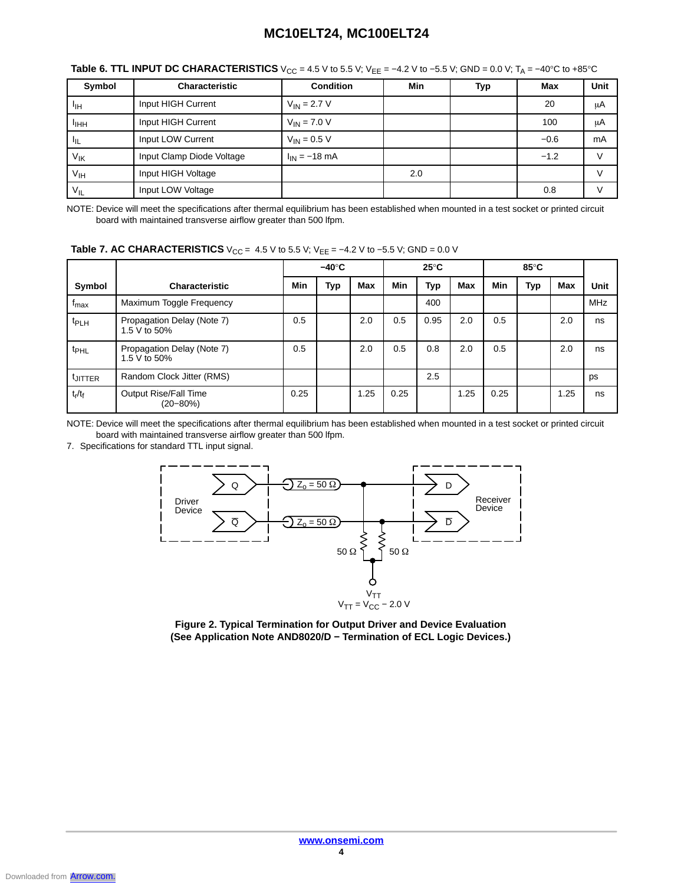**Table 6. TTL INPUT DC CHARACTERISTICS** $V_{CC}$ = 4.5 V to 5.5 V; $V_{EE}$ = −4.2 V to −5.5 V; GND = 0.0 V; $T_A$ = −40°C to +85°C

| Symbol | Characteristic | Condition | Min | Typ | Max | Unit |
|---|---|---|---|---|---|---|
| $I_{IH}$ | Input HIGH Current | $V_{IN}$ = 2.7 V | | | 20 | μA |
| $I_{IHH}$ | Input HIGH Current | $V_{IN}$ = 7.0 V | | | 100 | μA |
| $I_{IL}$ | Input LOW Current | $V_{IN}$ = 0.5 V | | | −0.6 | mA |
| $V_{IK}$ | Input Clamp Diode Voltage | $I_{IN}$ = −18 mA | | | −1.2 | V |
| $V_{IH}$ | Input HIGH Voltage | | 2.0 | | | V |
| $V_{IL}$ | Input LOW Voltage | | | | 0.8 | V |

NOTE: Device will meet the specifications after thermal equilibrium has been established when mounted in a test socket or printed circuit board with maintained transverse airflow greater than 500 lfpm.

**Table 7. AC CHARACTERISTICS** $V_{CC}$ = 4.5 V to 5.5 V; $V_{EE}$ = −4.2 V to −5.5 V; GND = 0.0 V

| | | −40°C | | | 25°C | | | 85°C | | | |
|---|---|---|---|---|---|---|---|---|---|---|---|
| **Symbol** | **Characteristic** | **Min** | **Typ** | **Max** | **Min** | **Typ** | **Max** | **Min** | **Typ** | **Max** | **Unit** |
| $f_{max}$ | Maximum Toggle Frequency | | | | | 400 | | | | | MHz |
| $t_{PLH}$ | Propagation Delay (Note 7) 1.5 V to 50% | 0.5 | | 2.0 | 0.5 | 0.95 | 2.0 | 0.5 | | 2.0 | ns |
| $t_{PHL}$ | Propagation Delay (Note 7) 1.5 V to 50% | 0.5 | | 2.0 | 0.5 | 0.8 | 2.0 | 0.5 | | 2.0 | ns |
| $t_{JITTER}$ | Random Clock Jitter (RMS) | | | | | 2.5 | | | | | ps |
| $t_r/t_f$ | Output Rise/Fall Time (20−80%) | 0.25 | | 1.25 | 0.25 | | 1.25 | 0.25 | | 1.25 | ns |

NOTE: Device will meet the specifications after thermal equilibrium has been established when mounted in a test socket or printed circuit board with maintained transverse airflow greater than 500 lfpm.

7. Specifications for standard TTL input signal.

Driver Device — Q, $\overline{Q}$ — $Z_o$ = 50 Ω — D, $\overline{D}$ — Receiver Device — 50 Ω — 50 Ω — $V_{TT}$ — $V_{TT}$ = $V_{CC}$ − 2.0 V

**Figure 2. Typical Termination for Output Driver and Device Evaluation (See Application Note AND8020/D − Termination of ECL Logic Devices.)**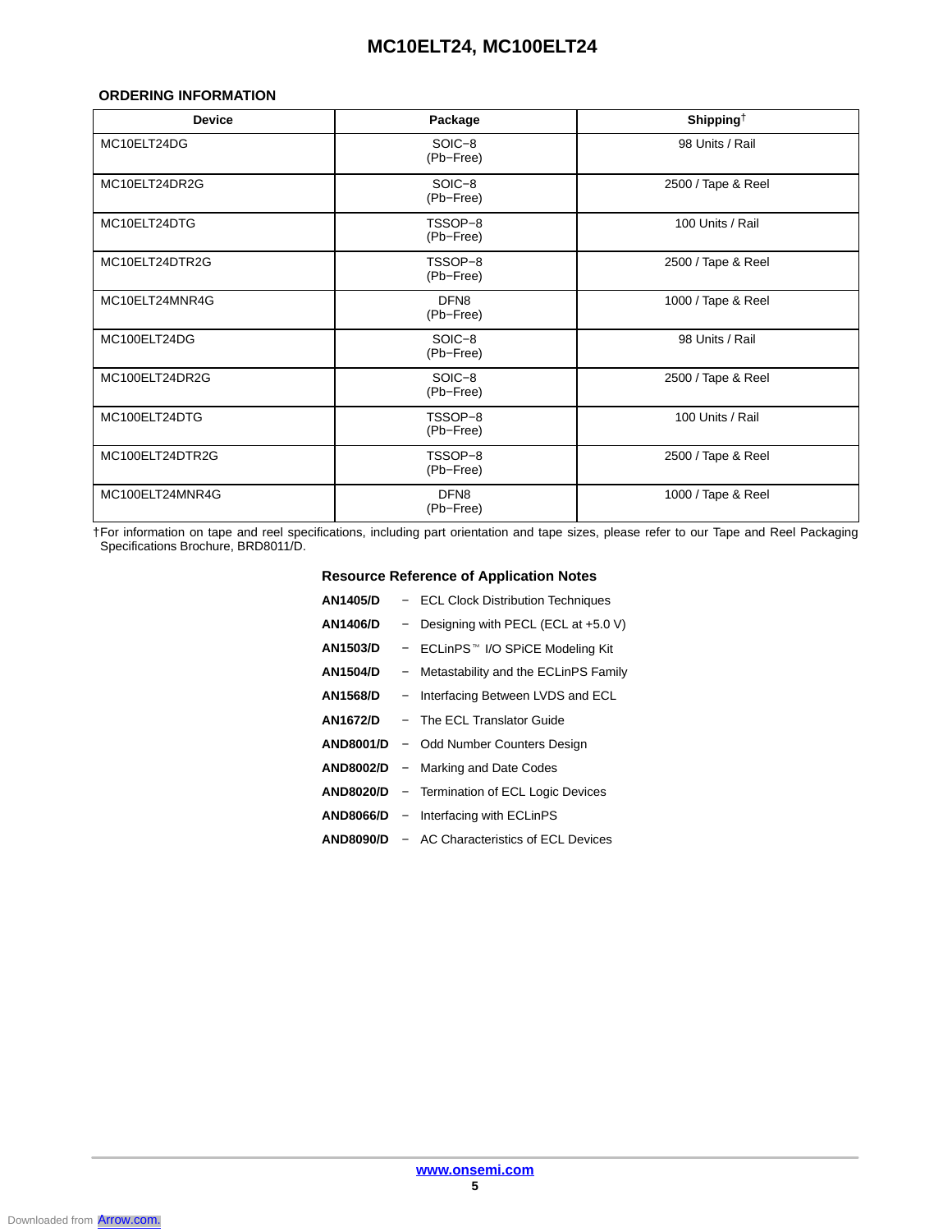## ORDERING INFORMATION

| Device | Package | Shipping† |
|---|---|---|
| MC10ELT24DG | SOIC−8 (Pb−Free) | 98 Units / Rail |
| MC10ELT24DR2G | SOIC−8 (Pb−Free) | 2500 / Tape & Reel |
| MC10ELT24DTG | TSSOP−8 (Pb−Free) | 100 Units / Rail |
| MC10ELT24DTR2G | TSSOP−8 (Pb−Free) | 2500 / Tape & Reel |
| MC10ELT24MNR4G | DFN8 (Pb−Free) | 1000 / Tape & Reel |
| MC100ELT24DG | SOIC−8 (Pb−Free) | 98 Units / Rail |
| MC100ELT24DR2G | SOIC−8 (Pb−Free) | 2500 / Tape & Reel |
| MC100ELT24DTG | TSSOP−8 (Pb−Free) | 100 Units / Rail |
| MC100ELT24DTR2G | TSSOP−8 (Pb−Free) | 2500 / Tape & Reel |
| MC100ELT24MNR4G | DFN8 (Pb−Free) | 1000 / Tape & Reel |

†For information on tape and reel specifications, including part orientation and tape sizes, please refer to our Tape and Reel Packaging Specifications Brochure, BRD8011/D.

### Resource Reference of Application Notes

**AN1405/D** − ECL Clock Distribution Techniques

**AN1406/D** − Designing with PECL (ECL at +5.0 V)

**AN1503/D** − ECLinPS™ I/O SPiCE Modeling Kit

**AN1504/D** − Metastability and the ECLinPS Family

**AN1568/D** − Interfacing Between LVDS and ECL

**AN1672/D** − The ECL Translator Guide

**AND8001/D** − Odd Number Counters Design

**AND8002/D** − Marking and Date Codes

**AND8020/D** − Termination of ECL Logic Devices

**AND8066/D** − Interfacing with ECLinPS

**AND8090/D** − AC Characteristics of ECL Devices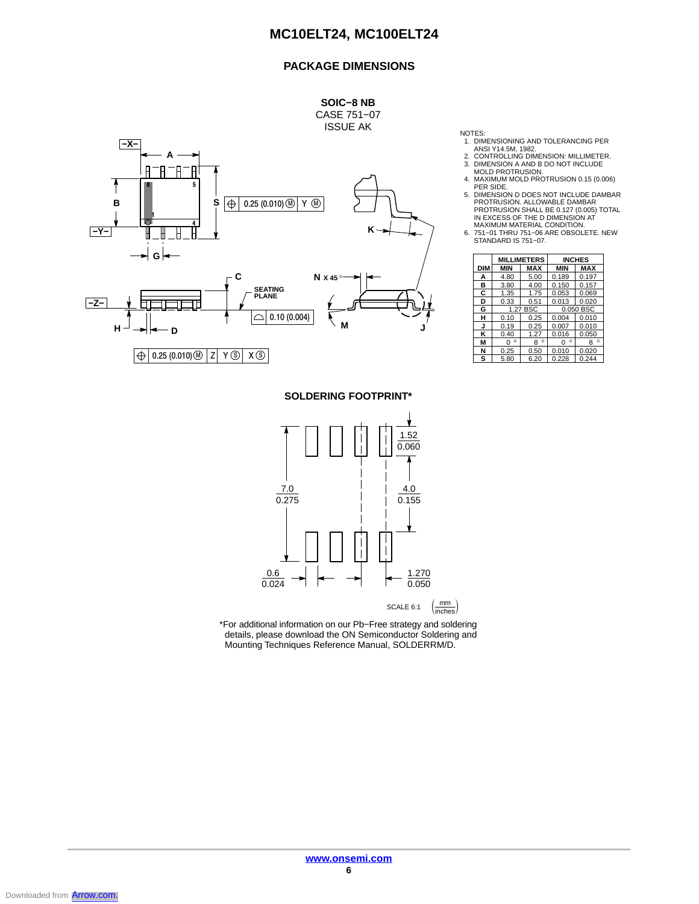## PACKAGE DIMENSIONS

**SOIC−8 NB**
CASE 751−07
ISSUE AK

NOTES:
1. DIMENSIONING AND TOLERANCING PER ANSI Y14.5M, 1982.
2. CONTROLLING DIMENSION: MILLIMETER.
3. DIMENSION A AND B DO NOT INCLUDE MOLD PROTRUSION.
4. MAXIMUM MOLD PROTRUSION 0.15 (0.006) PER SIDE.
5. DIMENSION D DOES NOT INCLUDE DAMBAR PROTRUSION. ALLOWABLE DAMBAR PROTRUSION SHALL BE 0.127 (0.005) TOTAL IN EXCESS OF THE D DIMENSION AT MAXIMUM MATERIAL CONDITION.
6. 751−01 THRU 751−06 ARE OBSOLETE. NEW STANDARD IS 751−07.

| DIM | MILLIMETERS MIN | MILLIMETERS MAX | INCHES MIN | INCHES MAX |
|---|---|---|---|---|
| A | 4.80 | 5.00 | 0.189 | 0.197 |
| B | 3.80 | 4.00 | 0.150 | 0.157 |
| C | 1.35 | 1.75 | 0.053 | 0.069 |
| D | 0.33 | 0.51 | 0.013 | 0.020 |
| G | 1.27 BSC | | 0.050 BSC | |
| H | 0.10 | 0.25 | 0.004 | 0.010 |
| J | 0.19 | 0.25 | 0.007 | 0.010 |
| K | 0.40 | 1.27 | 0.016 | 0.050 |
| M | 0 ° | 8 ° | 0 ° | 8 ° |
| N | 0.25 | 0.50 | 0.010 | 0.020 |
| S | 5.80 | 6.20 | 0.228 | 0.244 |

## SOLDERING FOOTPRINT*

SCALE 6:1 (mm / inches)

*For additional information on our Pb−Free strategy and soldering details, please download the ON Semiconductor Soldering and Mounting Techniques Reference Manual, SOLDERRM/D.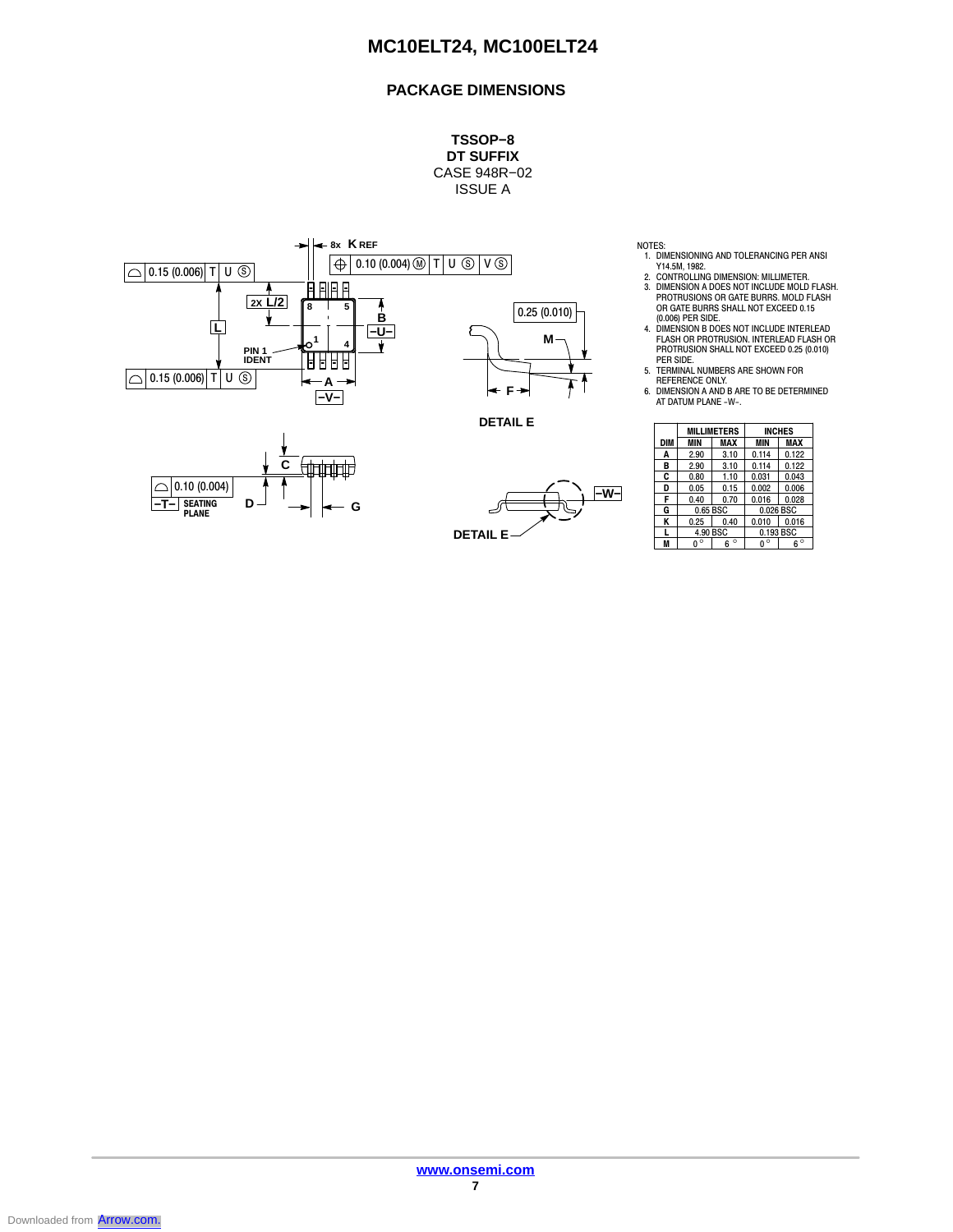## PACKAGE DIMENSIONS

**TSSOP−8**
**DT SUFFIX**
CASE 948R−02
ISSUE A

NOTES:
1. DIMENSIONING AND TOLERANCING PER ANSI Y14.5M, 1982.
2. CONTROLLING DIMENSION: MILLIMETER.
3. DIMENSION A DOES NOT INCLUDE MOLD FLASH. PROTRUSIONS OR GATE BURRS. MOLD FLASH OR GATE BURRS SHALL NOT EXCEED 0.15 (0.006) PER SIDE.
4. DIMENSION B DOES NOT INCLUDE INTERLEAD FLASH OR PROTRUSION. INTERLEAD FLASH OR PROTRUSION SHALL NOT EXCEED 0.25 (0.010) PER SIDE.
5. TERMINAL NUMBERS ARE SHOWN FOR REFERENCE ONLY.
6. DIMENSION A AND B ARE TO BE DETERMINED AT DATUM PLANE -W-.

| DIM | MILLIMETERS MIN | MILLIMETERS MAX | INCHES MIN | INCHES MAX |
|---|---|---|---|---|
| A | 2.90 | 3.10 | 0.114 | 0.122 |
| B | 2.90 | 3.10 | 0.114 | 0.122 |
| C | 0.80 | 1.10 | 0.031 | 0.043 |
| D | 0.05 | 0.15 | 0.002 | 0.006 |
| F | 0.40 | 0.70 | 0.016 | 0.028 |
| G | 0.65 BSC | | 0.026 BSC | |
| K | 0.25 | 0.40 | 0.010 | 0.016 |
| L | 4.90 BSC | | 0.193 BSC | |
| M | 0° | 6° | 0° | 6° |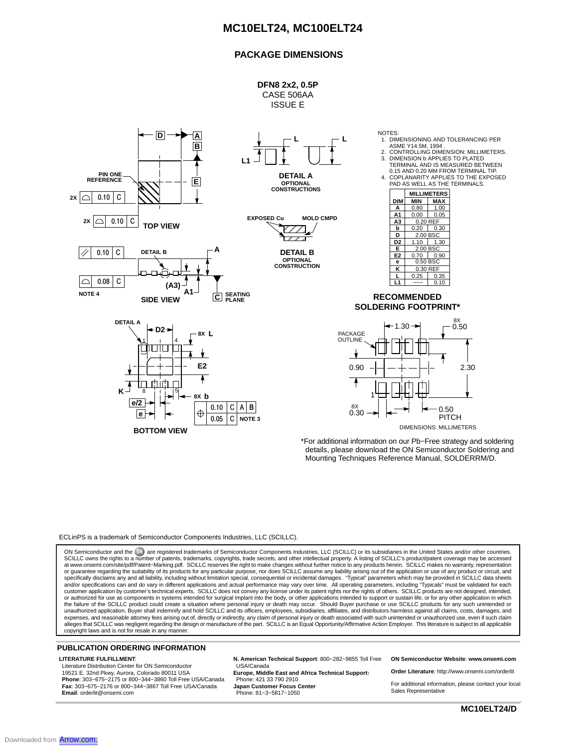## PACKAGE DIMENSIONS

**DFN8 2x2, 0.5P**
CASE 506AA
ISSUE E

NOTES:
1. DIMENSIONING AND TOLERANCING PER ASME Y14.5M, 1994 .
2. CONTROLLING DIMENSION: MILLIMETERS.
3. DIMENSION b APPLIES TO PLATED TERMINAL AND IS MEASURED BETWEEN 0.15 AND 0.20 MM FROM TERMINAL TIP.
4. COPLANARITY APPLIES TO THE EXPOSED PAD AS WELL AS THE TERMINALS.

| DIM | MILLIMETERS MIN | MILLIMETERS MAX |
|---|---|---|
| A | 0.80 | 1.00 |
| A1 | 0.00 | 0.05 |
| A3 | 0.20 REF | |
| b | 0.20 | 0.30 |
| D | 2.00 BSC | |
| D2 | 1.10 | 1.30 |
| E | 2.00 BSC | |
| E2 | 0.70 | 0.90 |
| e | 0.50 BSC | |
| K | 0.30 REF | |
| L | 0.25 | 0.35 |
| L1 | --- | 0.10 |

TOP VIEW

DETAIL A
OPTIONAL CONSTRUCTIONS

DETAIL B
OPTIONAL CONSTRUCTION

SIDE VIEW

BOTTOM VIEW

**RECOMMENDED SOLDERING FOOTPRINT***

PACKAGE OUTLINE
1.30
8X 0.50
0.90
2.30
8X 0.30
0.50 PITCH
DIMENSIONS: MILLIMETERS

*For additional information on our Pb−Free strategy and soldering details, please download the ON Semiconductor Soldering and Mounting Techniques Reference Manual, SOLDERRM/D.

ECLinPS is a trademark of Semiconductor Components Industries, LLC (SCILLC).

ON Semiconductor and the ON logo are registered trademarks of Semiconductor Components Industries, LLC (SCILLC) or its subsidiaries in the United States and/or other countries. SCILLC owns the rights to a number of patents, trademarks, copyrights, trade secrets, and other intellectual property. A listing of SCILLC's product/patent coverage may be accessed at www.onsemi.com/site/pdf/Patent−Marking.pdf. SCILLC reserves the right to make changes without further notice to any products herein. SCILLC makes no warranty, representation or guarantee regarding the suitability of its products for any particular purpose, nor does SCILLC assume any liability arising out of the application or use of any product or circuit, and specifically disclaims any and all liability, including without limitation special, consequential or incidental damages. "Typical" parameters which may be provided in SCILLC data sheets and/or specifications can and do vary in different applications and actual performance may vary over time. All operating parameters, including "Typicals" must be validated for each customer application by customer's technical experts. SCILLC does not convey any license under its patent rights nor the rights of others. SCILLC products are not designed, intended, or authorized for use as components in systems intended for surgical implant into the body, or other applications intended to support or sustain life, or for any other application in which the failure of the SCILLC product could create a situation where personal injury or death may occur. Should Buyer purchase or use SCILLC products for any such unintended or unauthorized application, Buyer shall indemnify and hold SCILLC and its officers, employees, subsidiaries, affiliates, and distributors harmless against all claims, costs, damages, and expenses, and reasonable attorney fees arising out of, directly or indirectly, any claim of personal injury or death associated with such unintended or unauthorized use, even if such claim alleges that SCILLC was negligent regarding the design or manufacture of the part. SCILLC is an Equal Opportunity/Affirmative Action Employer. This literature is subject to all applicable copyright laws and is not for resale in any manner.

### PUBLICATION ORDERING INFORMATION

**LITERATURE FULFILLMENT**:
Literature Distribution Center for ON Semiconductor
19521 E. 32nd Pkwy, Aurora, Colorado 80011 USA
**Phone**: 303−675−2175 or 800−344−3860 Toll Free USA/Canada
**Fax**: 303−675−2176 or 800−344−3867 Toll Free USA/Canada
**Email**: orderlit@onsemi.com

**N. American Technical Support**: 800−282−9855 Toll Free USA/Canada
**Europe, Middle East and Africa Technical Support:**
Phone: 421 33 790 2910
**Japan Customer Focus Center**
Phone: 81−3−5817−1050

**ON Semiconductor Website**: **www.onsemi.com**

**Order Literature**: http://www.onsemi.com/orderlit

For additional information, please contact your local Sales Representative

**MC10ELT24/D**